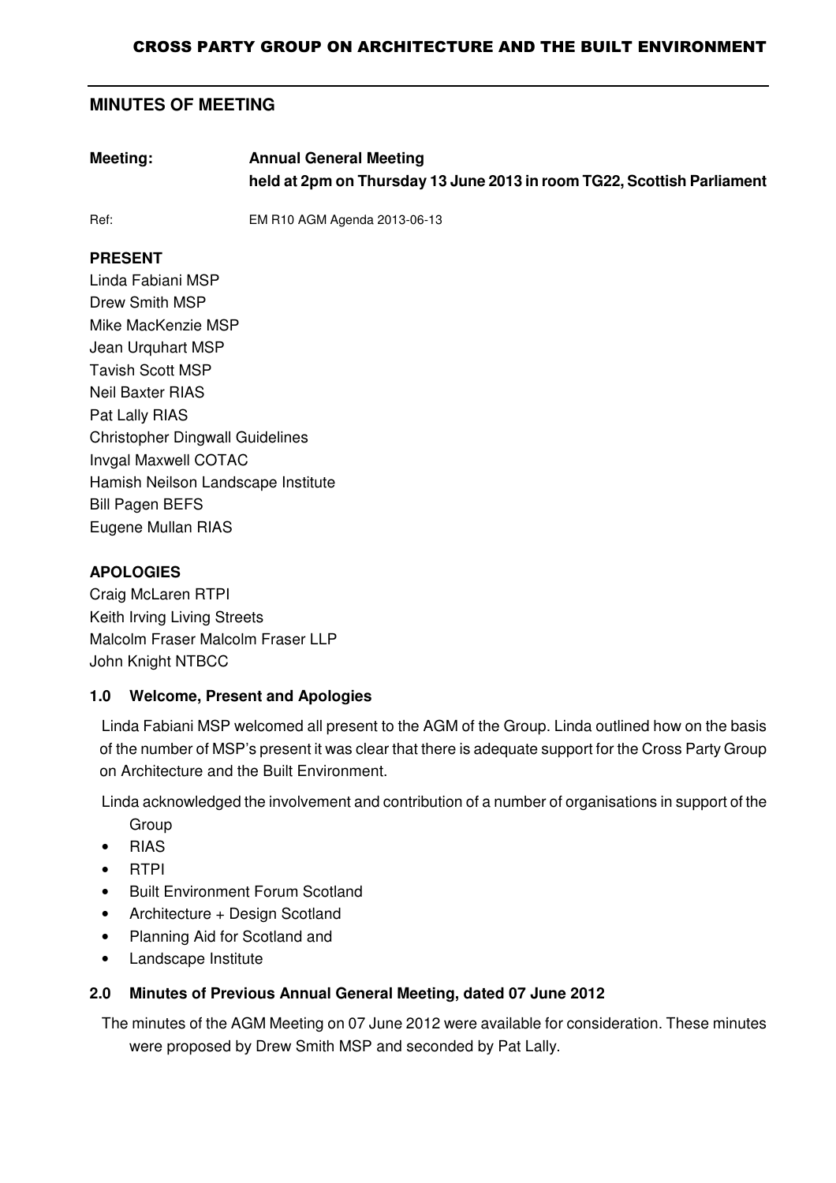# CROSS PARTY GROUP ON ARCHITECTURE AND THE BUILT ENVIRONMENT

## MINUTES OF MEETING

**Meeting:** **Annual General Meeting**
**held at 2pm on Thursday 13 June 2013 in room TG22, Scottish Parliament**

Ref: EM R10 AGM Agenda 2013-06-13

### PRESENT

Linda Fabiani MSP
Drew Smith MSP
Mike MacKenzie MSP
Jean Urquhart MSP
Tavish Scott MSP
Neil Baxter RIAS
Pat Lally RIAS
Christopher Dingwall Guidelines
Invgal Maxwell COTAC
Hamish Neilson Landscape Institute
Bill Pagen BEFS
Eugene Mullan RIAS

### APOLOGIES

Craig McLaren RTPI
Keith Irving Living Streets
Malcolm Fraser Malcolm Fraser LLP
John Knight NTBCC

### 1.0 Welcome, Present and Apologies

Linda Fabiani MSP welcomed all present to the AGM of the Group. Linda outlined how on the basis of the number of MSP's present it was clear that there is adequate support for the Cross Party Group on Architecture and the Built Environment.

Linda acknowledged the involvement and contribution of a number of organisations in support of the Group

- RIAS
- RTPI
- Built Environment Forum Scotland
- Architecture + Design Scotland
- Planning Aid for Scotland and
- Landscape Institute

### 2.0 Minutes of Previous Annual General Meeting, dated 07 June 2012

The minutes of the AGM Meeting on 07 June 2012 were available for consideration. These minutes were proposed by Drew Smith MSP and seconded by Pat Lally.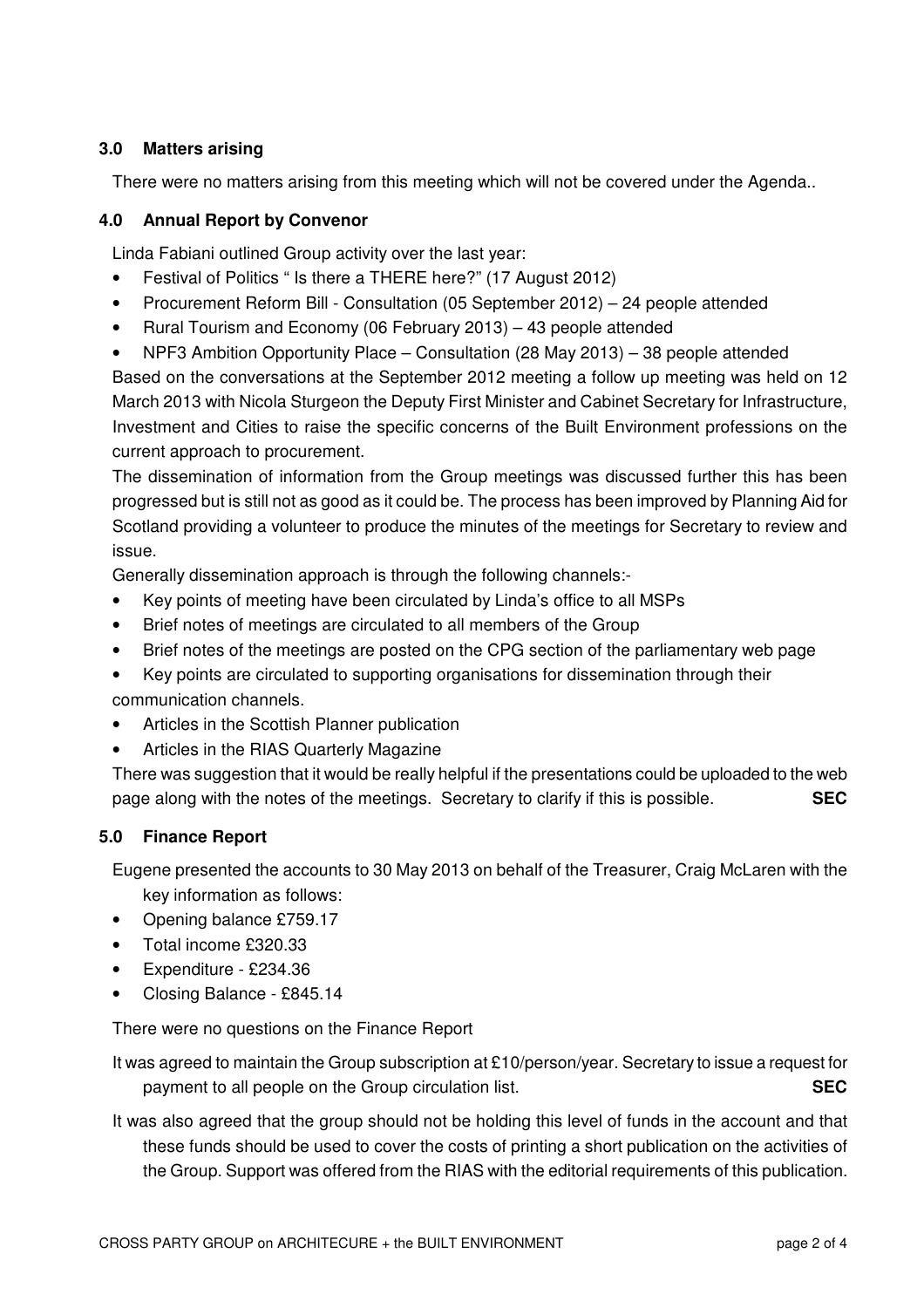### 3.0 Matters arising

There were no matters arising from this meeting which will not be covered under the Agenda..

### 4.0 Annual Report by Convenor

Linda Fabiani outlined Group activity over the last year:

- Festival of Politics " Is there a THERE here?" (17 August 2012)
- Procurement Reform Bill - Consultation (05 September 2012) – 24 people attended
- Rural Tourism and Economy (06 February 2013) – 43 people attended
- NPF3 Ambition Opportunity Place – Consultation (28 May 2013) – 38 people attended

Based on the conversations at the September 2012 meeting a follow up meeting was held on 12 March 2013 with Nicola Sturgeon the Deputy First Minister and Cabinet Secretary for Infrastructure, Investment and Cities to raise the specific concerns of the Built Environment professions on the current approach to procurement.

The dissemination of information from the Group meetings was discussed further this has been progressed but is still not as good as it could be. The process has been improved by Planning Aid for Scotland providing a volunteer to produce the minutes of the meetings for Secretary to review and issue.

Generally dissemination approach is through the following channels:-

- Key points of meeting have been circulated by Linda's office to all MSPs
- Brief notes of meetings are circulated to all members of the Group
- Brief notes of the meetings are posted on the CPG section of the parliamentary web page
- Key points are circulated to supporting organisations for dissemination through their communication channels.
- Articles in the Scottish Planner publication
- Articles in the RIAS Quarterly Magazine

There was suggestion that it would be really helpful if the presentations could be uploaded to the web page along with the notes of the meetings. Secretary to clarify if this is possible. **SEC**

### 5.0 Finance Report

Eugene presented the accounts to 30 May 2013 on behalf of the Treasurer, Craig McLaren with the key information as follows:

- Opening balance £759.17
- Total income £320.33
- Expenditure - £234.36
- Closing Balance - £845.14

There were no questions on the Finance Report

It was agreed to maintain the Group subscription at £10/person/year. Secretary to issue a request for payment to all people on the Group circulation list. **SEC**

It was also agreed that the group should not be holding this level of funds in the account and that these funds should be used to cover the costs of printing a short publication on the activities of the Group. Support was offered from the RIAS with the editorial requirements of this publication.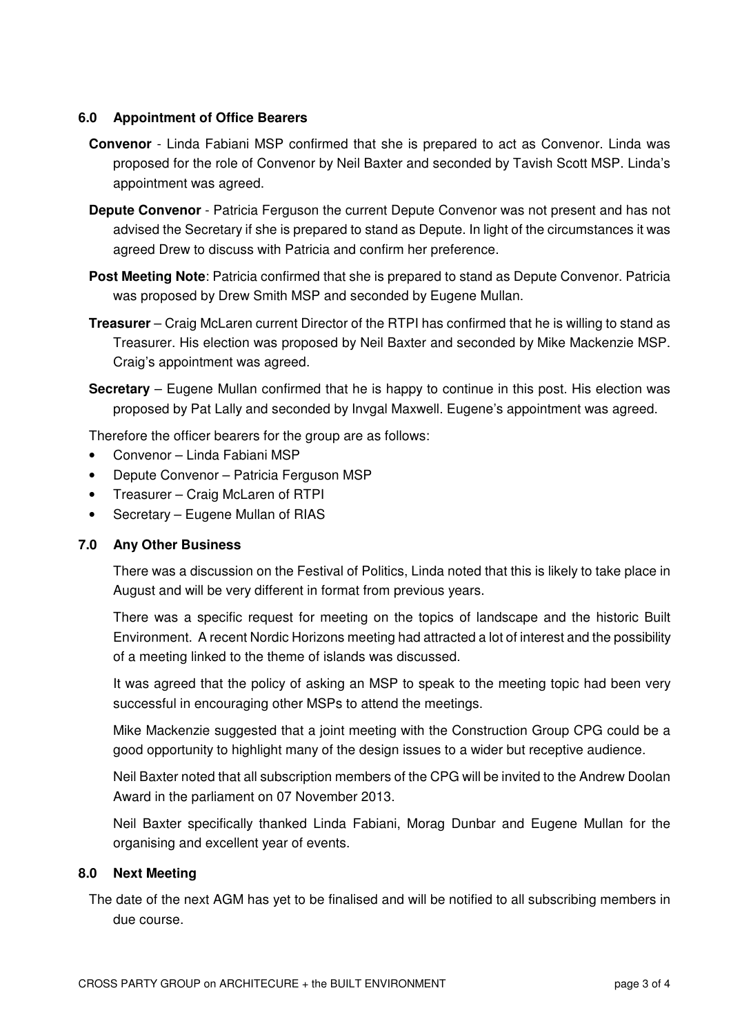## 6.0 Appointment of Office Bearers

**Convenor** - Linda Fabiani MSP confirmed that she is prepared to act as Convenor. Linda was proposed for the role of Convenor by Neil Baxter and seconded by Tavish Scott MSP. Linda's appointment was agreed.

**Depute Convenor** - Patricia Ferguson the current Depute Convenor was not present and has not advised the Secretary if she is prepared to stand as Depute. In light of the circumstances it was agreed Drew to discuss with Patricia and confirm her preference.

**Post Meeting Note**: Patricia confirmed that she is prepared to stand as Depute Convenor. Patricia was proposed by Drew Smith MSP and seconded by Eugene Mullan.

**Treasurer** – Craig McLaren current Director of the RTPI has confirmed that he is willing to stand as Treasurer. His election was proposed by Neil Baxter and seconded by Mike Mackenzie MSP. Craig's appointment was agreed.

**Secretary** – Eugene Mullan confirmed that he is happy to continue in this post. His election was proposed by Pat Lally and seconded by Invgal Maxwell. Eugene's appointment was agreed.

Therefore the officer bearers for the group are as follows:

- Convenor – Linda Fabiani MSP
- Depute Convenor – Patricia Ferguson MSP
- Treasurer – Craig McLaren of RTPI
- Secretary – Eugene Mullan of RIAS

## 7.0 Any Other Business

There was a discussion on the Festival of Politics, Linda noted that this is likely to take place in August and will be very different in format from previous years.

There was a specific request for meeting on the topics of landscape and the historic Built Environment. A recent Nordic Horizons meeting had attracted a lot of interest and the possibility of a meeting linked to the theme of islands was discussed.

It was agreed that the policy of asking an MSP to speak to the meeting topic had been very successful in encouraging other MSPs to attend the meetings.

Mike Mackenzie suggested that a joint meeting with the Construction Group CPG could be a good opportunity to highlight many of the design issues to a wider but receptive audience.

Neil Baxter noted that all subscription members of the CPG will be invited to the Andrew Doolan Award in the parliament on 07 November 2013.

Neil Baxter specifically thanked Linda Fabiani, Morag Dunbar and Eugene Mullan for the organising and excellent year of events.

## 8.0 Next Meeting

The date of the next AGM has yet to be finalised and will be notified to all subscribing members in due course.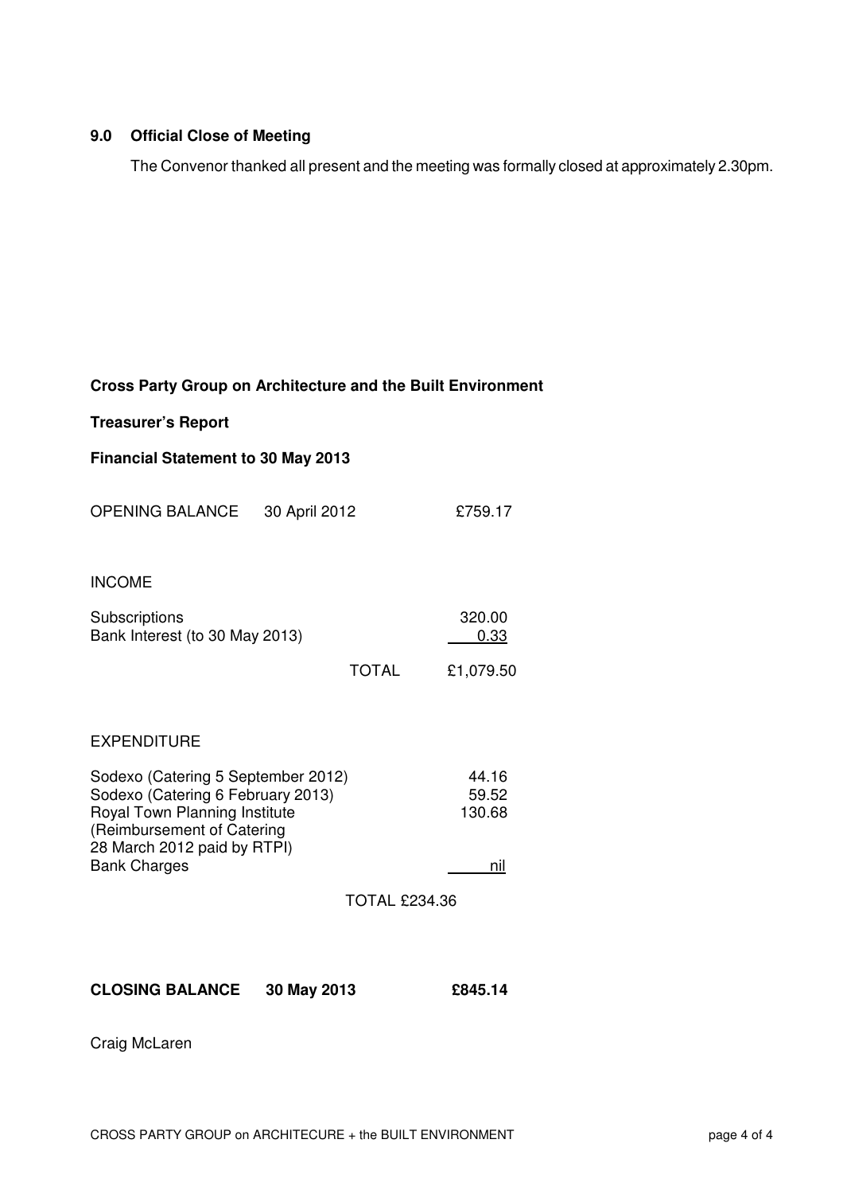### 9.0 Official Close of Meeting

The Convenor thanked all present and the meeting was formally closed at approximately 2.30pm.

**Cross Party Group on Architecture and the Built Environment**

**Treasurer's Report**

**Financial Statement to 30 May 2013**

| | | | |
|---|---|---|---|
| OPENING BALANCE | 30 April 2012 | | £759.17 |
| | | | |
| INCOME | | | |
| Subscriptions | | | 320.00 |
| Bank Interest (to 30 May 2013) | | | 0.33 |
| | | TOTAL | £1,079.50 |
| | | | |
| EXPENDITURE | | | |
| Sodexo (Catering 5 September 2012) | | | 44.16 |
| Sodexo (Catering 6 February 2013) | | | 59.52 |
| Royal Town Planning Institute (Reimbursement of Catering 28 March 2012 paid by RTPI) | | | 130.68 |
| Bank Charges | | | nil |
| | | TOTAL | £234.36 |
| | | | |
| **CLOSING BALANCE** | **30 May 2013** | | **£845.14** |

Craig McLaren